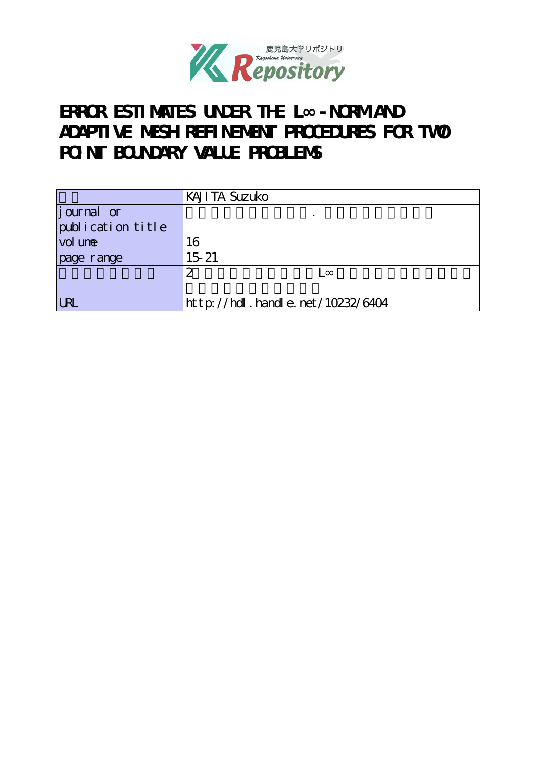# ERROR ESTIMATES UNDER THE L∞-NORM AND ADAPTIVE MESH REFINEMENT PROCEDURES FOR TWO POINT BOUNDARY VALUE PROBLEMS

| 著者 | KAJITA Suzuko |
| --- | --- |
| journal or publication title | 鹿児島大学理学部紀要．数学・物理学・化学 |
| volume | 16 |
| page range | 15-21 |
| 別言語のタイトル | 2点境界値問題に対するL∞ノルムによる誤差評価と適応メッシュ細分法 |
| URL | http://hdl.handle.net/10232/6404 |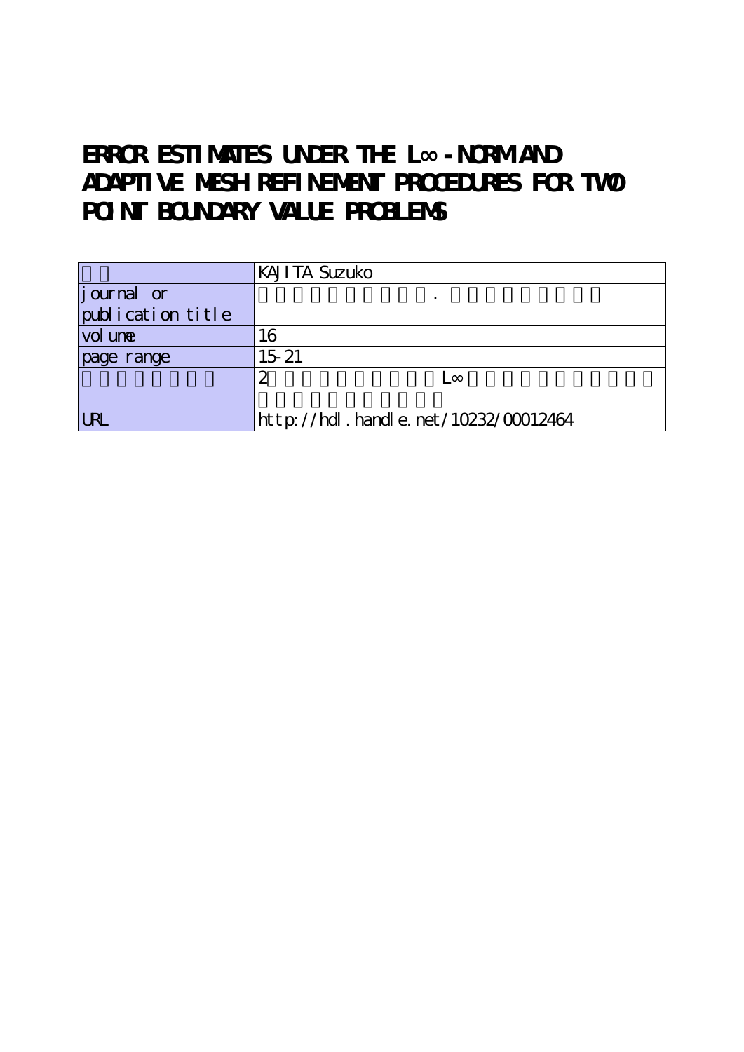# ERROR ESTIMATES UNDER THE L∞-NORM AND ADAPTIVE MESH REFINEMENT PROCEDURES FOR TWO POINT BOUNDARY VALUE PROBLEMS

| 著者 | KAJITA Suzuko |
| --- | --- |
| journal or publication title | 名古屋工業大学学報. 一般教育編 |
| volume | 16 |
| page range | 15-21 |
| その他のタイトル | 2点境界値問題に対するL∞ノルムによる誤差の評価と適応的分割法 |
| URL | http://hdl.handle.net/10232/00012464 |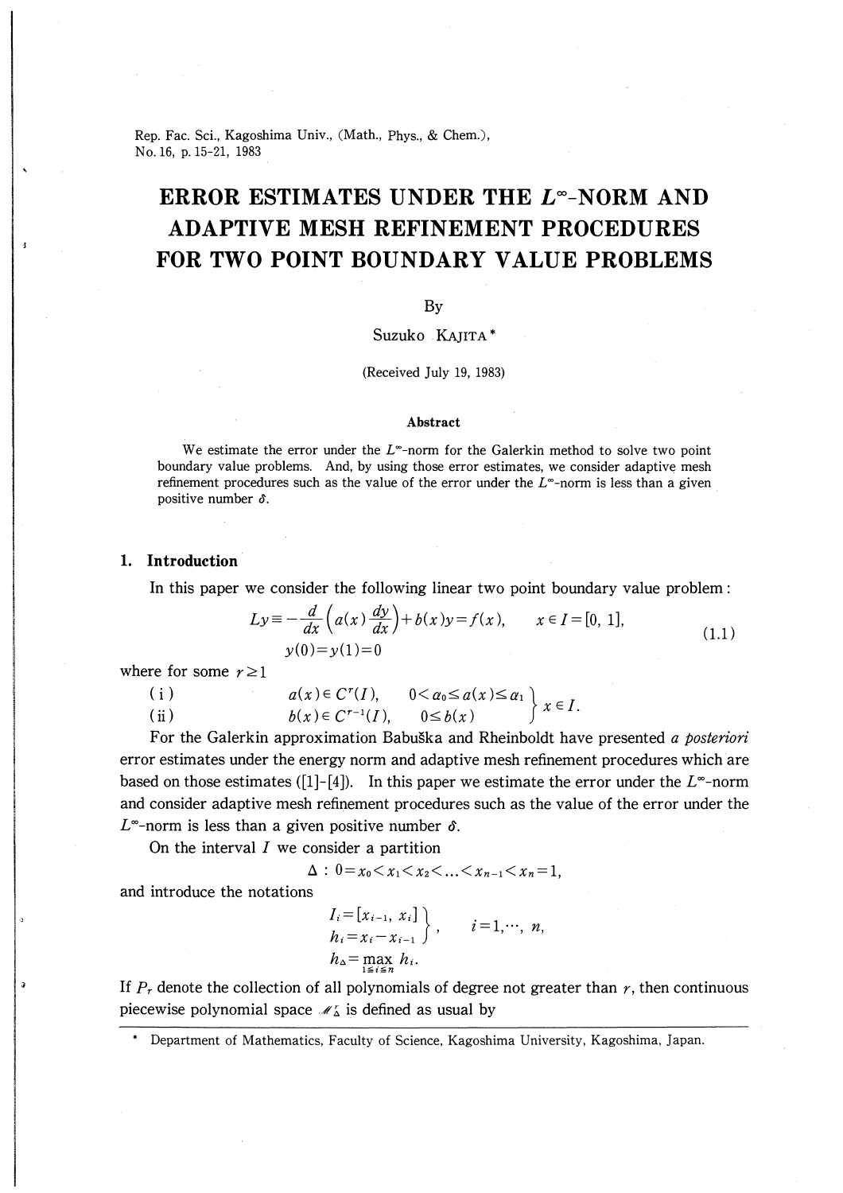Rep. Fac. Sci., Kagoshima Univ., (Math., Phys., & Chem.), No. 16, p. 15-21, 1983

# ERROR ESTIMATES UNDER THE $L^\infty$-NORM AND ADAPTIVE MESH REFINEMENT PROCEDURES FOR TWO POINT BOUNDARY VALUE PROBLEMS

By

Suzuko KAJITA *

(Received July 19, 1983)

### Abstract

We estimate the error under the $L^\infty$-norm for the Galerkin method to solve two point boundary value problems. And, by using those error estimates, we consider adaptive mesh refinement procedures such as the value of the error under the $L^\infty$-norm is less than a given positive number $\delta$.

## 1. Introduction

In this paper we consider the following linear two point boundary value problem:

$$Ly \equiv -\frac{d}{dx}\left(a(x)\frac{dy}{dx}\right)+b(x)y=f(x), \qquad x \in I=[0,\ 1], \tag{1.1}$$
$$y(0)=y(1)=0$$

where for some $r \geq 1$

$$\left.\begin{array}{lll} \text{(i)} & a(x) \in C^r(I), & 0<a_0 \leq a(x) \leq a_1 \\ \text{(ii)} & b(x) \in C^{r-1}(I), & 0 \leq b(x) \end{array}\right\} x \in I.$$

For the Galerkin approximation Babuška and Rheinboldt have presented *a posteriori* error estimates under the energy norm and adaptive mesh refinement procedures which are based on those estimates ([1]-[4]). In this paper we estimate the error under the $L^\infty$-norm and consider adaptive mesh refinement procedures such as the value of the error under the $L^\infty$-norm is less than a given positive number $\delta$.

On the interval $I$ we consider a partition

$$\Delta : 0=x_0<x_1<x_2<\ldots<x_{n-1}<x_n=1,$$

and introduce the notations

$$\left.\begin{array}{l} I_i=[x_{i-1},\ x_i] \\ h_i=x_i-x_{i-1} \end{array}\right\}, \qquad i=1,\cdots,\ n,$$

$$h_\Delta=\max_{1 \leq i \leq n} h_i.$$

If $P_r$ denote the collection of all polynomials of degree not greater than $r$, then continuous piecewise polynomial space $\mathscr{M}_\Delta^r$ is defined as usual by

* Department of Mathematics, Faculty of Science, Kagoshima University, Kagoshima, Japan.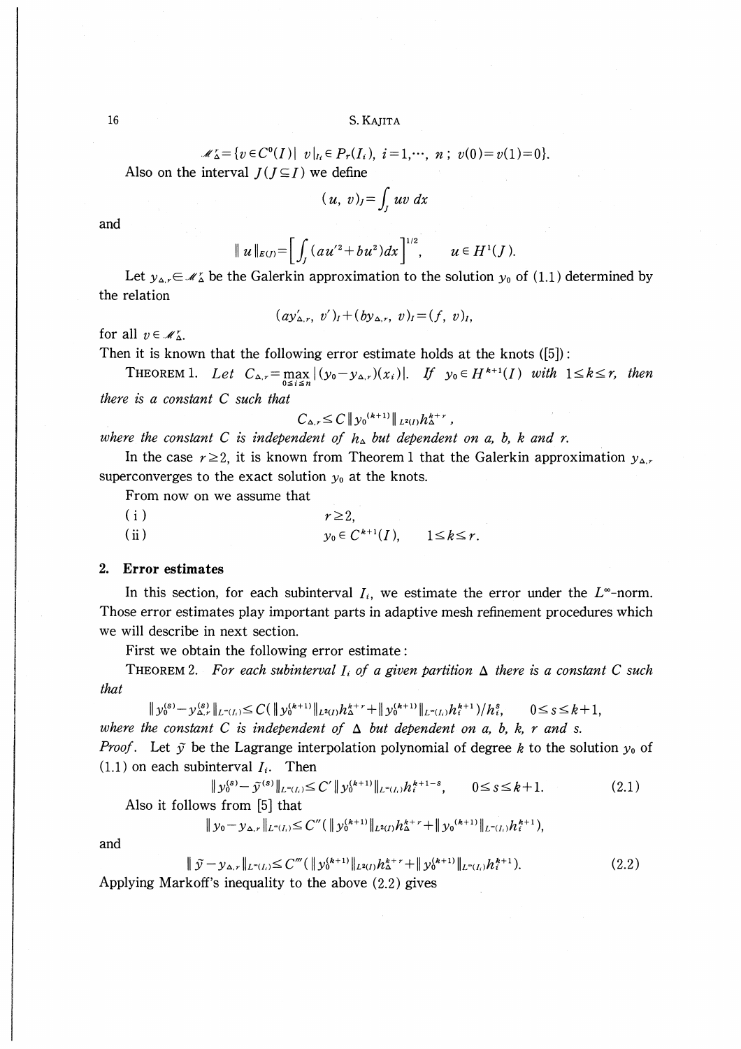$$\mathscr{M}_\Delta^r = \{v \in C^0(I) \mid v|_{I_i} \in P_r(I_i),\ i=1,\cdots,\ n;\ v(0)=v(1)=0\}.$$

Also on the interval $J\,(J \subseteq I)$ we define

$$(u,\ v)_J = \int_J uv\,dx$$

and

$$\| u \|_{E(J)} = \left[\int_J (au'^2 + bu^2)dx\right]^{1/2}, \qquad u \in H^1(J).$$

Let $y_{\Delta,r} \in \mathscr{M}_\Delta^r$ be the Galerkin approximation to the solution $y_0$ of (1.1) determined by the relation

$$(ay'_{\Delta,r},\ v')_I + (by_{\Delta,r},\ v)_I = (f,\ v)_I,$$

for all $v \in \mathscr{M}_\Delta^r$.

Then it is known that the following error estimate holds at the knots ([5]):

THEOREM 1. *Let* $C_{\Delta,r} = \max_{0 \leq i \leq n} |(y_0 - y_{\Delta,r})(x_i)|$. *If* $y_0 \in H^{k+1}(I)$ *with* $1 \leq k \leq r$, *then there is a constant* $C$ *such that*

$$C_{\Delta,r} \leq C \| y_0^{(k+1)} \|_{L^2(I)} h_\Delta^{k+r},$$

*where the constant* $C$ *is independent of* $h_\Delta$ *but dependent on* $a$, $b$, $k$ *and* $r$.

In the case $r \geq 2$, it is known from Theorem 1 that the Galerkin approximation $y_{\Delta,r}$ superconverges to the exact solution $y_0$ at the knots.

From now on we assume that

(i) $\qquad r \geq 2,$

(ii) $\qquad y_0 \in C^{k+1}(I), \qquad 1 \leq k \leq r.$

## 2. Error estimates

In this section, for each subinterval $I_i$, we estimate the error under the $L^\infty$-norm. Those error estimates play important parts in adaptive mesh refinement procedures which we will describe in next section.

First we obtain the following error estimate:

THEOREM 2. *For each subinterval* $I_i$ *of a given partition* $\Delta$ *there is a constant* $C$ *such that*

$$\| y_0^{(s)} - y_{\Delta,r}^{(s)} \|_{L^\infty(I_i)} \leq C(\| y_0^{(k+1)} \|_{L^2(I)} h_\Delta^{k+r} + \| y_0^{(k+1)} \|_{L^\infty(I_i)} h_i^{k+1})/h_i^s, \qquad 0 \leq s \leq k+1,$$

*where the constant* $C$ *is independent of* $\Delta$ *but dependent on* $a$, $b$, $k$, $r$ *and* $s$.

*Proof*. Let $\tilde{y}$ be the Lagrange interpolation polynomial of degree $k$ to the solution $y_0$ of (1.1) on each subinterval $I_i$. Then

$$\| y_0^{(s)} - \tilde{y}^{(s)} \|_{L^\infty(I_i)} \leq C' \| y_0^{(k+1)} \|_{L^\infty(I_i)} h_i^{k+1-s}, \qquad 0 \leq s \leq k+1. \tag{2.1}$$

Also it follows from [5] that

$$\| y_0 - y_{\Delta,r} \|_{L^\infty(I_i)} \leq C''(\| y_0^{(k+1)} \|_{L^2(I)} h_\Delta^{k+r} + \| y_0^{(k+1)} \|_{L^\infty(I_i)} h_i^{k+1}),$$

and

$$\| \tilde{y} - y_{\Delta,r} \|_{L^\infty(I_i)} \leq C'''(\| y_0^{(k+1)} \|_{L^2(I)} h_\Delta^{k+r} + \| y_0^{(k+1)} \|_{L^\infty(I_i)} h_i^{k+1}). \tag{2.2}$$

Applying Markoff's inequality to the above (2.2) gives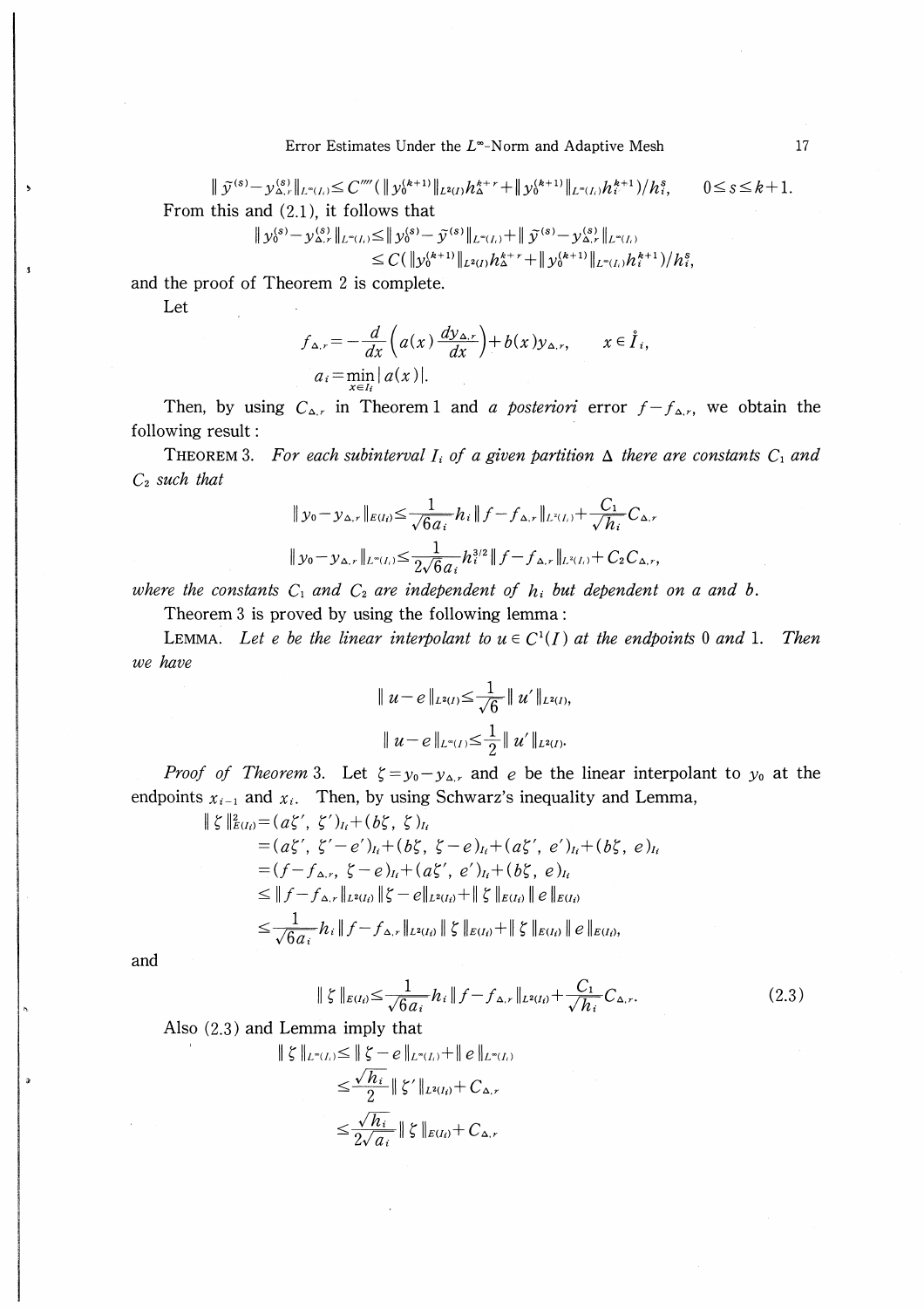$$\| \tilde{y}^{(s)} - y_{\Delta,r}^{(s)} \|_{L^\infty(I_i)} \le C''''(\| y_0^{(k+1)} \|_{L^2(I)} h_\Delta^{k+r} + \| y_0^{(k+1)} \|_{L^\infty(I_i)} h_i^{k+1}) / h_i^s, \qquad 0 \le s \le k+1.$$

From this and (2.1), it follows that

$$\| y_0^{(s)} - y_{\Delta,r}^{(s)} \|_{L^\infty(I_i)} \le \| y_0^{(s)} - \tilde{y}^{(s)} \|_{L^\infty(I_i)} + \| \tilde{y}^{(s)} - y_{\Delta,r}^{(s)} \|_{L^\infty(I_i)}$$
$$\le C(\| y_0^{(k+1)} \|_{L^2(I)} h_\Delta^{k+r} + \| y_0^{(k+1)} \|_{L^\infty(I_i)} h_i^{k+1}) / h_i^s,$$

and the proof of Theorem 2 is complete.

Let

$$f_{\Delta,r} = -\frac{d}{dx}\left( a(x) \frac{dy_{\Delta,r}}{dx} \right) + b(x) y_{\Delta,r}, \qquad x \in \mathring{I}_i,$$
$$a_i = \min_{x \in I_i} | a(x) |.$$

Then, by using $C_{\Delta,r}$ in Theorem 1 and *a posteriori* error $f - f_{\Delta,r}$, we obtain the following result:

**Theorem 3.** *For each subinterval $I_i$ of a given partition $\Delta$ there are constants $C_1$ and $C_2$ such that*

$$\| y_0 - y_{\Delta,r} \|_{E(I_i)} \le \frac{1}{\sqrt{6a_i}} h_i \| f - f_{\Delta,r} \|_{L^2(I_i)} + \frac{C_1}{\sqrt{h_i}} C_{\Delta,r}$$
$$\| y_0 - y_{\Delta,r} \|_{L^\infty(I_i)} \le \frac{1}{2\sqrt{6}a_i} h_i^{3/2} \| f - f_{\Delta,r} \|_{L^2(I_i)} + C_2 C_{\Delta,r},$$

*where the constants $C_1$ and $C_2$ are independent of $h_i$ but dependent on $a$ and $b$.*

Theorem 3 is proved by using the following lemma:

**Lemma.** *Let $e$ be the linear interpolant to $u \in C^1(I)$ at the endpoints 0 and 1. Then we have*

$$\| u - e \|_{L^2(I)} \le \frac{1}{\sqrt{6}} \| u' \|_{L^2(I)},$$
$$\| u - e \|_{L^\infty(I)} \le \frac{1}{2} \| u' \|_{L^2(I)}.$$

*Proof of Theorem 3.* Let $\zeta = y_0 - y_{\Delta,r}$ and $e$ be the linear interpolant to $y_0$ at the endpoints $x_{i-1}$ and $x_i$. Then, by using Schwarz's inequality and Lemma,

$$\| \zeta \|_{E(I_i)}^2 = (a\zeta', \zeta')_{I_i} + (b\zeta, \zeta)_{I_i}$$
$$= (a\zeta', \zeta' - e')_{I_i} + (b\zeta, \zeta - e)_{I_i} + (a\zeta', e')_{I_i} + (b\zeta, e)_{I_i}$$
$$= (f - f_{\Delta,r}, \zeta - e)_{I_i} + (a\zeta', e')_{I_i} + (b\zeta, e)_{I_i}$$
$$\le \| f - f_{\Delta,r} \|_{L^2(I_i)} \| \zeta - e \|_{L^2(I_i)} + \| \zeta \|_{E(I_i)} \| e \|_{E(I_i)}$$
$$\le \frac{1}{\sqrt{6a_i}} h_i \| f - f_{\Delta,r} \|_{L^2(I_i)} \| \zeta \|_{E(I_i)} + \| \zeta \|_{E(I_i)} \| e \|_{E(I_i)},$$

and

$$\| \zeta \|_{E(I_i)} \le \frac{1}{\sqrt{6a_i}} h_i \| f - f_{\Delta,r} \|_{L^2(I_i)} + \frac{C_1}{\sqrt{h_i}} C_{\Delta,r}. \tag{2.3}$$

Also (2.3) and Lemma imply that

$$\| \zeta \|_{L^\infty(I_i)} \le \| \zeta - e \|_{L^\infty(I_i)} + \| e \|_{L^\infty(I_i)}$$
$$\le \frac{\sqrt{h_i}}{2} \| \zeta' \|_{L^2(I_i)} + C_{\Delta,r}$$
$$\le \frac{\sqrt{h_i}}{2\sqrt{a_i}} \| \zeta \|_{E(I_i)} + C_{\Delta,r}$$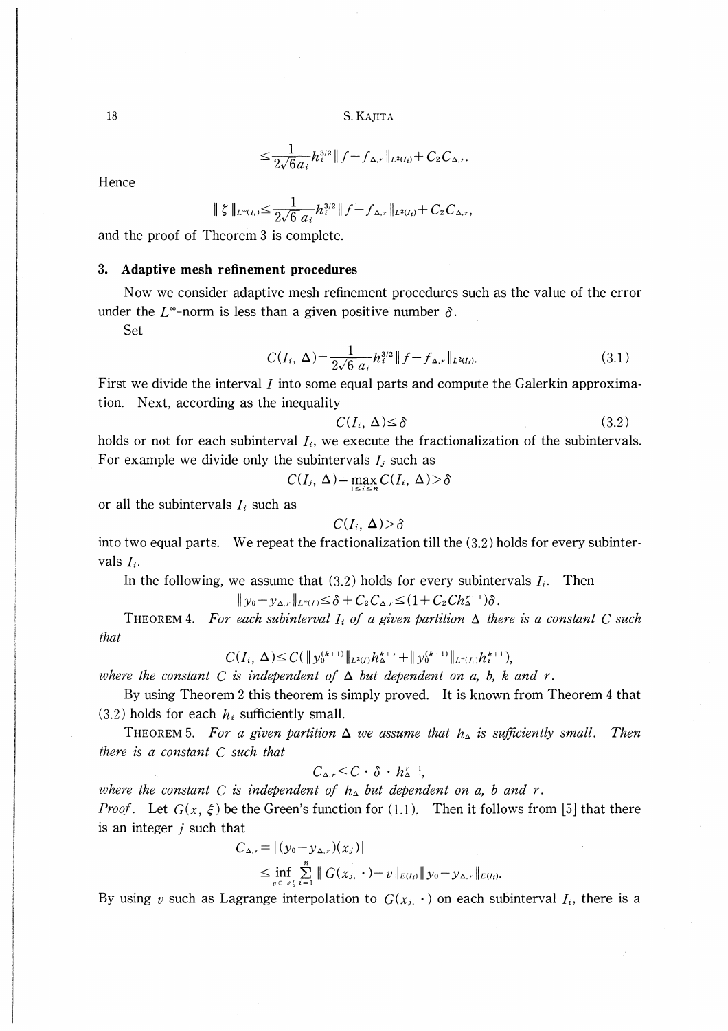$$\leq \frac{1}{2\sqrt{6}a_i} h_i^{3/2} \| f - f_{\Delta,r} \|_{L^2(I_i)} + C_2 C_{\Delta,r}.$$

Hence

$$\| \zeta \|_{L^\infty(I_i)} \leq \frac{1}{2\sqrt{6}\, a_i} h_i^{3/2} \| f - f_{\Delta,r} \|_{L^2(I_i)} + C_2 C_{\Delta,r},$$

and the proof of Theorem 3 is complete.

## 3. Adaptive mesh refinement procedures

Now we consider adaptive mesh refinement procedures such as the value of the error under the $L^\infty$-norm is less than a given positive number $\delta$.

Set

$$C(I_i, \Delta) = \frac{1}{2\sqrt{6}\, a_i} h_i^{3/2} \| f - f_{\Delta,r} \|_{L^2(I_i)}. \tag{3.1}$$

First we divide the interval $I$ into some equal parts and compute the Galerkin approximation. Next, according as the inequality

$$C(I_i, \Delta) \leq \delta \tag{3.2}$$

holds or not for each subinterval $I_i$, we execute the fractionalization of the subintervals. For example we divide only the subintervals $I_j$ such as

$$C(I_j, \Delta) = \max_{1 \leq i \leq n} C(I_i, \Delta) > \delta$$

or all the subintervals $I_i$ such as

$$C(I_i, \Delta) > \delta$$

into two equal parts. We repeat the fractionalization till the (3.2) holds for every subintervals $I_i$.

In the following, we assume that (3.2) holds for every subintervals $I_i$. Then

$$\| y_0 - y_{\Delta,r} \|_{L^\infty(I)} \leq \delta + C_2 C_{\Delta,r} \leq (1 + C_2 C h_\Delta^{r-1}) \delta.$$

THEOREM 4. *For each subinterval $I_i$ of a given partition $\Delta$ there is a constant $C$ such that*

$$C(I_i, \Delta) \leq C(\| y_0^{(k+1)} \|_{L^2(I)} h_\Delta^{k+r} + \| y_0^{(k+1)} \|_{L^\infty(I_i)} h_i^{k+1}),$$

*where the constant $C$ is independent of $\Delta$ but dependent on $a$, $b$, $k$ and $r$.*

By using Theorem 2 this theorem is simply proved. It is known from Theorem 4 that (3.2) holds for each $h_i$ sufficiently small.

THEOREM 5. *For a given partition $\Delta$ we assume that $h_\Delta$ is sufficiently small. Then there is a constant $C$ such that*

$$C_{\Delta,r} \leq C \cdot \delta \cdot h_\Delta^{r-1},$$

*where the constant $C$ is independent of $h_\Delta$ but dependent on $a$, $b$ and $r$.*

*Proof.* Let $G(x, \xi)$ be the Green's function for (1.1). Then it follows from [5] that there is an integer $j$ such that

$$C_{\Delta,r} = |(y_0 - y_{\Delta,r})(x_j)|$$

$$\leq \inf_{v \in \mathscr{S}_\Delta^r} \sum_{i=1}^{n} \| G(x_j, \cdot) - v \|_{E(I_i)} \| y_0 - y_{\Delta,r} \|_{E(I_i)}.$$

By using $v$ such as Lagrange interpolation to $G(x_j, \cdot)$ on each subinterval $I_i$, there is a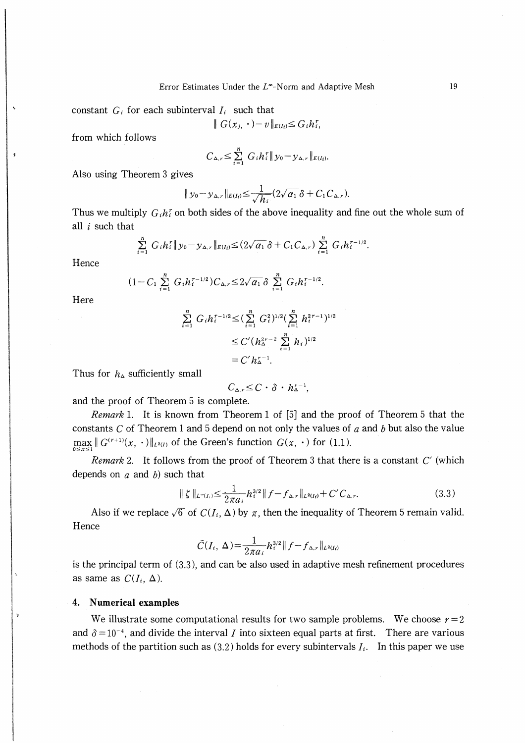constant $G_i$ for each subinterval $I_i$ such that

$$\| G(x_j, \cdot) - v \|_{E(I_i)} \leq G_i h_i^r,$$

from which follows

$$C_{\Delta,r} \leq \sum_{i=1}^{n} G_i h_i^r \| y_0 - y_{\Delta,r} \|_{E(I_i)}.$$

Also using Theorem 3 gives

$$\| y_0 - y_{\Delta,r} \|_{E(I_i)} \leq \frac{1}{\sqrt{h_i}} (2\sqrt{a_1}\,\delta + C_1 C_{\Delta,r}).$$

Thus we multiply $G_i h_i^r$ on both sides of the above inequality and fine out the whole sum of all $i$ such that

$$\sum_{i=1}^{n} G_i h_i^r \| y_0 - y_{\Delta,r} \|_{E(I_i)} \leq (2\sqrt{a_1}\,\delta + C_1 C_{\Delta,r}) \sum_{i=1}^{n} G_i h_i^{r-1/2}.$$

Hence

$$(1 - C_1 \sum_{i=1}^{n} G_i h_i^{r-1/2}) C_{\Delta,r} \leq 2\sqrt{a_1}\,\delta \sum_{i=1}^{n} G_i h_i^{r-1/2}.$$

Here

$$\begin{aligned}
\sum_{i=1}^{n} G_i h_i^{r-1/2} &\leq (\sum_{i=1}^{n} G_i^2)^{1/2} (\sum_{i=1}^{n} h_i^{2r-1})^{1/2} \\
&\leq C' (h_\Delta^{2r-2} \sum_{i=1}^{n} h_i)^{1/2} \\
&= C' h_\Delta^{r-1}.
\end{aligned}$$

Thus for $h_\Delta$ sufficiently small

$$C_{\Delta,r} \leq C \cdot \delta \cdot h_\Delta^{r-1},$$

and the proof of Theorem 5 is complete.

*Remark* 1. It is known from Theorem 1 of [5] and the proof of Theorem 5 that the constants $C$ of Theorem 1 and 5 depend on not only the values of $a$ and $b$ but also the value $\max_{0 \leq x \leq 1} \| G^{(r+1)}(x, \cdot) \|_{L^2(I)}$ of the Green's function $G(x, \cdot)$ for (1.1).

*Remark* 2. It follows from the proof of Theorem 3 that there is a constant $C'$ (which depends on $a$ and $b$) such that

$$\| \xi \|_{L^\infty(I_i)} \leq \frac{1}{2\pi a_i} h_i^{3/2} \| f - f_{\Delta,r} \|_{L^2(I_i)} + C' C_{\Delta,r}. \tag{3.3}$$

Also if we replace $\sqrt{6}$ of $C(I_i, \Delta)$ by $\pi$, then the inequality of Theorem 5 remain valid. Hence

$$\tilde{C}(I_i, \Delta) = \frac{1}{2\pi a_i} h_i^{3/2} \| f - f_{\Delta,r} \|_{L^2(I_i)}$$

is the principal term of (3.3), and can be also used in adaptive mesh refinement procedures as same as $C(I_i, \Delta)$.

## 4. Numerical examples

We illustrate some computational results for two sample problems. We choose $r = 2$ and $\delta = 10^{-4}$, and divide the interval $I$ into sixteen equal parts at first. There are various methods of the partition such as (3.2) holds for every subintervals $I_i$. In this paper we use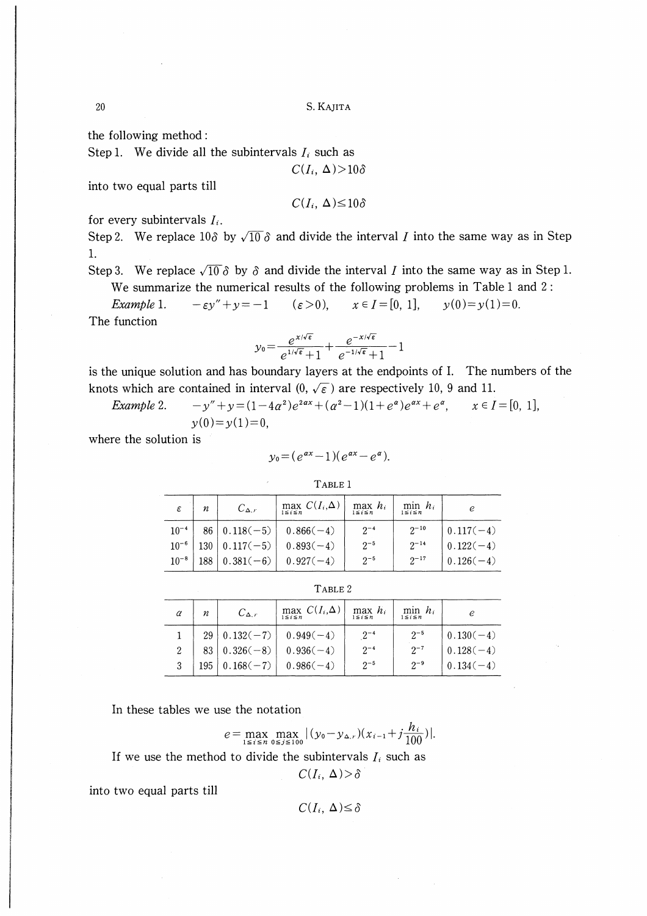the following method:

Step 1. We divide all the subintervals $I_i$ such as

$$C(I_i, \Delta) > 10\delta$$

into two equal parts till

$$C(I_i, \Delta) \leq 10\delta$$

for every subintervals $I_i$.

Step 2. We replace $10\delta$ by $\sqrt{10}\,\delta$ and divide the interval $I$ into the same way as in Step 1.

Step 3. We replace $\sqrt{10}\,\delta$ by $\delta$ and divide the interval $I$ into the same way as in Step 1.

We summarize the numerical results of the following problems in Table 1 and 2:

*Example* 1. $\quad -\varepsilon y'' + y = -1 \quad (\varepsilon > 0), \quad x \in I = [0, 1], \quad y(0) = y(1) = 0.$

The function

$$y_0 = \frac{e^{x/\sqrt{\varepsilon}}}{e^{1/\sqrt{\varepsilon}} + 1} + \frac{e^{-x/\sqrt{\varepsilon}}}{e^{-1/\sqrt{\varepsilon}} + 1} - 1$$

is the unique solution and has boundary layers at the endpoints of I. The numbers of the knots which are contained in interval $(0, \sqrt{\varepsilon})$ are respectively 10, 9 and 11.

*Example* 2. $\quad -y'' + y = (1 - 4a^2)e^{2ax} + (a^2 - 1)(1 + e^a)e^{ax} + e^a, \quad x \in I = [0, 1],$

$y(0) = y(1) = 0,$

where the solution is

$$y_0 = (e^{ax} - 1)(e^{ax} - e^a).$$

TABLE 1

| $\varepsilon$ | $n$ | $C_{\Delta,r}$ | $\max\limits_{1 \leq i \leq n} C(I_i, \Delta)$ | $\max\limits_{1 \leq i \leq n} h_i$ | $\min\limits_{1 \leq i \leq n} h_i$ | $e$ |
|---|---|---|---|---|---|---|
| $10^{-4}$ | 86 | 0.118(−5) | 0.866(−4) | $2^{-4}$ | $2^{-10}$ | 0.117(−4) |
| $10^{-6}$ | 130 | 0.117(−5) | 0.893(−4) | $2^{-5}$ | $2^{-14}$ | 0.122(−4) |
| $10^{-8}$ | 188 | 0.381(−6) | 0.927(−4) | $2^{-5}$ | $2^{-17}$ | 0.126(−4) |

TABLE 2

| $a$ | $n$ | $C_{\Delta,r}$ | $\max\limits_{1 \leq i \leq n} C(I_i, \Delta)$ | $\max\limits_{1 \leq i \leq n} h_i$ | $\min\limits_{1 \leq i \leq n} h_i$ | $e$ |
|---|---|---|---|---|---|---|
| 1 | 29 | 0.132(−7) | 0.949(−4) | $2^{-4}$ | $2^{-5}$ | 0.130(−4) |
| 2 | 83 | 0.326(−8) | 0.936(−4) | $2^{-4}$ | $2^{-7}$ | 0.128(−4) |
| 3 | 195 | 0.168(−7) | 0.986(−4) | $2^{-5}$ | $2^{-9}$ | 0.134(−4) |

In these tables we use the notation

$$e = \max_{1 \leq i \leq n} \max_{0 \leq j \leq 100} \left| (y_0 - y_{\Delta,r})\left(x_{i-1} + j\frac{h_i}{100}\right) \right|.$$

If we use the method to divide the subintervals $I_i$ such as

$$C(I_i, \Delta) > \delta$$

into two equal parts till

$$C(I_i, \Delta) \leq \delta$$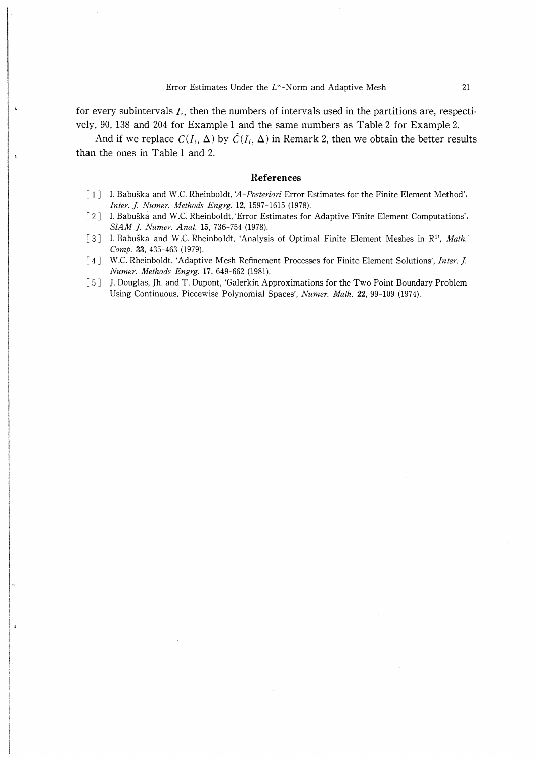for every subintervals $I_i$, then the numbers of intervals used in the partitions are, respectively, 90, 138 and 204 for Example 1 and the same numbers as Table 2 for Example 2.

And if we replace $C(I_i, \Delta)$ by $\tilde{C}(I_i, \Delta)$ in Remark 2, then we obtain the better results than the ones in Table 1 and 2.

## References

[1] I. Babuška and W.C. Rheinboldt, '*A-Posteriori* Error Estimates for the Finite Element Method', *Inter. J. Numer. Methods Engrg.* **12**, 1597-1615 (1978).

[2] I. Babuška and W.C. Rheinboldt, 'Error Estimates for Adaptive Finite Element Computations', *SIAM J. Numer. Anal.* **15**, 736-754 (1978).

[3] I. Babuška and W.C. Rheinboldt, 'Analysis of Optimal Finite Element Meshes in $R^1$', *Math. Comp.* **33**, 435-463 (1979).

[4] W.C. Rheinboldt, 'Adaptive Mesh Refinement Processes for Finite Element Solutions', *Inter. J. Numer. Methods Engrg.* **17**, 649-662 (1981).

[5] J. Douglas, Jh. and T. Dupont, 'Galerkin Approximations for the Two Point Boundary Problem Using Continuous, Piecewise Polynomial Spaces', *Numer. Math.* **22**, 99-109 (1974).